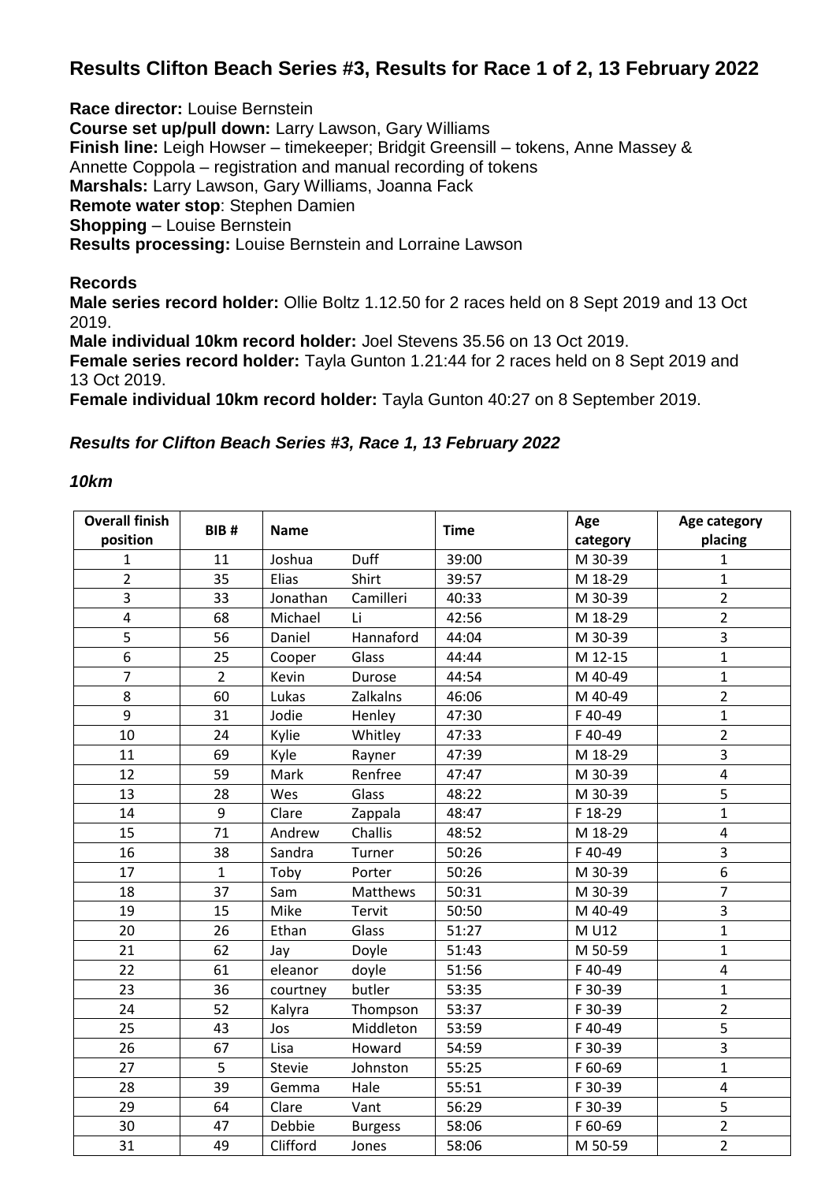# Results Clifton Beach Series #3, Results for Race 1 of 2, 13 February 2022

**Race director:** Louise Bernstein
**Course set up/pull down:** Larry Lawson, Gary Williams
**Finish line:** Leigh Howser – timekeeper; Bridgit Greensill – tokens, Anne Massey & Annette Coppola – registration and manual recording of tokens
**Marshals:** Larry Lawson, Gary Williams, Joanna Fack
**Remote water stop**: Stephen Damien
**Shopping** – Louise Bernstein
**Results processing:** Louise Bernstein and Lorraine Lawson

**Records**
**Male series record holder:** Ollie Boltz 1.12.50 for 2 races held on 8 Sept 2019 and 13 Oct 2019.
**Male individual 10km record holder:** Joel Stevens 35.56 on 13 Oct 2019.
**Female series record holder:** Tayla Gunton 1.21:44 for 2 races held on 8 Sept 2019 and 13 Oct 2019.
**Female individual 10km record holder:** Tayla Gunton 40:27 on 8 September 2019.

### *Results for Clifton Beach Series #3, Race 1, 13 February 2022*

#### *10km*

| Overall finish position | BIB # | Name | | Time | Age category | Age category placing |
|---|---|---|---|---|---|---|
| 1 | 11 | Joshua | Duff | 39:00 | M 30-39 | 1 |
| 2 | 35 | Elias | Shirt | 39:57 | M 18-29 | 1 |
| 3 | 33 | Jonathan | Camilleri | 40:33 | M 30-39 | 2 |
| 4 | 68 | Michael | Li | 42:56 | M 18-29 | 2 |
| 5 | 56 | Daniel | Hannaford | 44:04 | M 30-39 | 3 |
| 6 | 25 | Cooper | Glass | 44:44 | M 12-15 | 1 |
| 7 | 2 | Kevin | Durose | 44:54 | M 40-49 | 1 |
| 8 | 60 | Lukas | Zalkalns | 46:06 | M 40-49 | 2 |
| 9 | 31 | Jodie | Henley | 47:30 | F 40-49 | 1 |
| 10 | 24 | Kylie | Whitley | 47:33 | F 40-49 | 2 |
| 11 | 69 | Kyle | Rayner | 47:39 | M 18-29 | 3 |
| 12 | 59 | Mark | Renfree | 47:47 | M 30-39 | 4 |
| 13 | 28 | Wes | Glass | 48:22 | M 30-39 | 5 |
| 14 | 9 | Clare | Zappala | 48:47 | F 18-29 | 1 |
| 15 | 71 | Andrew | Challis | 48:52 | M 18-29 | 4 |
| 16 | 38 | Sandra | Turner | 50:26 | F 40-49 | 3 |
| 17 | 1 | Toby | Porter | 50:26 | M 30-39 | 6 |
| 18 | 37 | Sam | Matthews | 50:31 | M 30-39 | 7 |
| 19 | 15 | Mike | Tervit | 50:50 | M 40-49 | 3 |
| 20 | 26 | Ethan | Glass | 51:27 | M U12 | 1 |
| 21 | 62 | Jay | Doyle | 51:43 | M 50-59 | 1 |
| 22 | 61 | eleanor | doyle | 51:56 | F 40-49 | 4 |
| 23 | 36 | courtney | butler | 53:35 | F 30-39 | 1 |
| 24 | 52 | Kalyra | Thompson | 53:37 | F 30-39 | 2 |
| 25 | 43 | Jos | Middleton | 53:59 | F 40-49 | 5 |
| 26 | 67 | Lisa | Howard | 54:59 | F 30-39 | 3 |
| 27 | 5 | Stevie | Johnston | 55:25 | F 60-69 | 1 |
| 28 | 39 | Gemma | Hale | 55:51 | F 30-39 | 4 |
| 29 | 64 | Clare | Vant | 56:29 | F 30-39 | 5 |
| 30 | 47 | Debbie | Burgess | 58:06 | F 60-69 | 2 |
| 31 | 49 | Clifford | Jones | 58:06 | M 50-59 | 2 |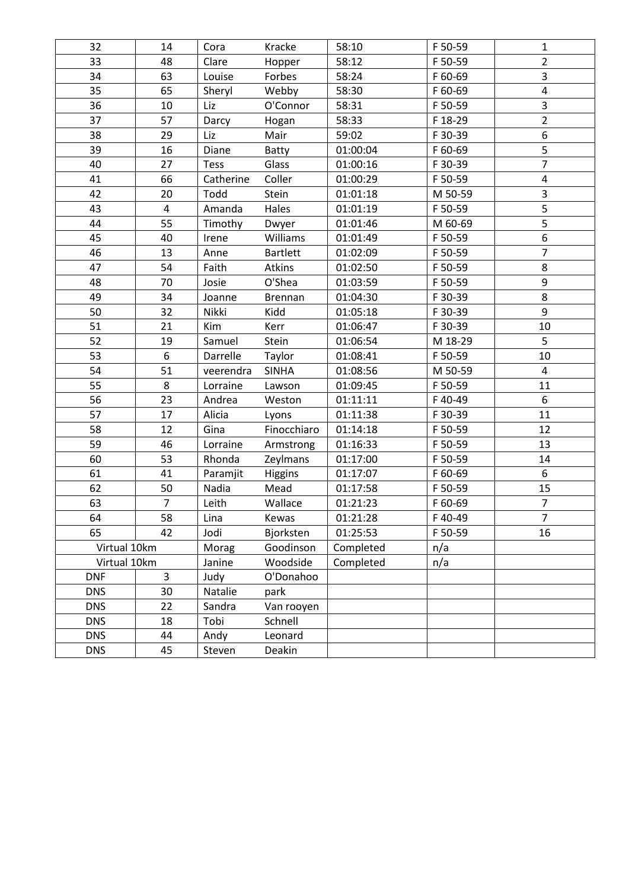| 32 | 14 | Cora | Kracke | 58:10 | F 50-59 | 1 |
|---|---|---|---|---|---|---|
| 33 | 48 | Clare | Hopper | 58:12 | F 50-59 | 2 |
| 34 | 63 | Louise | Forbes | 58:24 | F 60-69 | 3 |
| 35 | 65 | Sheryl | Webby | 58:30 | F 60-69 | 4 |
| 36 | 10 | Liz | O'Connor | 58:31 | F 50-59 | 3 |
| 37 | 57 | Darcy | Hogan | 58:33 | F 18-29 | 2 |
| 38 | 29 | Liz | Mair | 59:02 | F 30-39 | 6 |
| 39 | 16 | Diane | Batty | 01:00:04 | F 60-69 | 5 |
| 40 | 27 | Tess | Glass | 01:00:16 | F 30-39 | 7 |
| 41 | 66 | Catherine | Coller | 01:00:29 | F 50-59 | 4 |
| 42 | 20 | Todd | Stein | 01:01:18 | M 50-59 | 3 |
| 43 | 4 | Amanda | Hales | 01:01:19 | F 50-59 | 5 |
| 44 | 55 | Timothy | Dwyer | 01:01:46 | M 60-69 | 5 |
| 45 | 40 | Irene | Williams | 01:01:49 | F 50-59 | 6 |
| 46 | 13 | Anne | Bartlett | 01:02:09 | F 50-59 | 7 |
| 47 | 54 | Faith | Atkins | 01:02:50 | F 50-59 | 8 |
| 48 | 70 | Josie | O'Shea | 01:03:59 | F 50-59 | 9 |
| 49 | 34 | Joanne | Brennan | 01:04:30 | F 30-39 | 8 |
| 50 | 32 | Nikki | Kidd | 01:05:18 | F 30-39 | 9 |
| 51 | 21 | Kim | Kerr | 01:06:47 | F 30-39 | 10 |
| 52 | 19 | Samuel | Stein | 01:06:54 | M 18-29 | 5 |
| 53 | 6 | Darrelle | Taylor | 01:08:41 | F 50-59 | 10 |
| 54 | 51 | veerendra | SINHA | 01:08:56 | M 50-59 | 4 |
| 55 | 8 | Lorraine | Lawson | 01:09:45 | F 50-59 | 11 |
| 56 | 23 | Andrea | Weston | 01:11:11 | F 40-49 | 6 |
| 57 | 17 | Alicia | Lyons | 01:11:38 | F 30-39 | 11 |
| 58 | 12 | Gina | Finocchiaro | 01:14:18 | F 50-59 | 12 |
| 59 | 46 | Lorraine | Armstrong | 01:16:33 | F 50-59 | 13 |
| 60 | 53 | Rhonda | Zeylmans | 01:17:00 | F 50-59 | 14 |
| 61 | 41 | Paramjit | Higgins | 01:17:07 | F 60-69 | 6 |
| 62 | 50 | Nadia | Mead | 01:17:58 | F 50-59 | 15 |
| 63 | 7 | Leith | Wallace | 01:21:23 | F 60-69 | 7 |
| 64 | 58 | Lina | Kewas | 01:21:28 | F 40-49 | 7 |
| 65 | 42 | Jodi | Bjorksten | 01:25:53 | F 50-59 | 16 |
| Virtual 10km | | Morag | Goodinson | Completed | n/a | |
| Virtual 10km | | Janine | Woodside | Completed | n/a | |
| DNF | 3 | Judy | O'Donahoo | | | |
| DNS | 30 | Natalie | park | | | |
| DNS | 22 | Sandra | Van rooyen | | | |
| DNS | 18 | Tobi | Schnell | | | |
| DNS | 44 | Andy | Leonard | | | |
| DNS | 45 | Steven | Deakin | | | |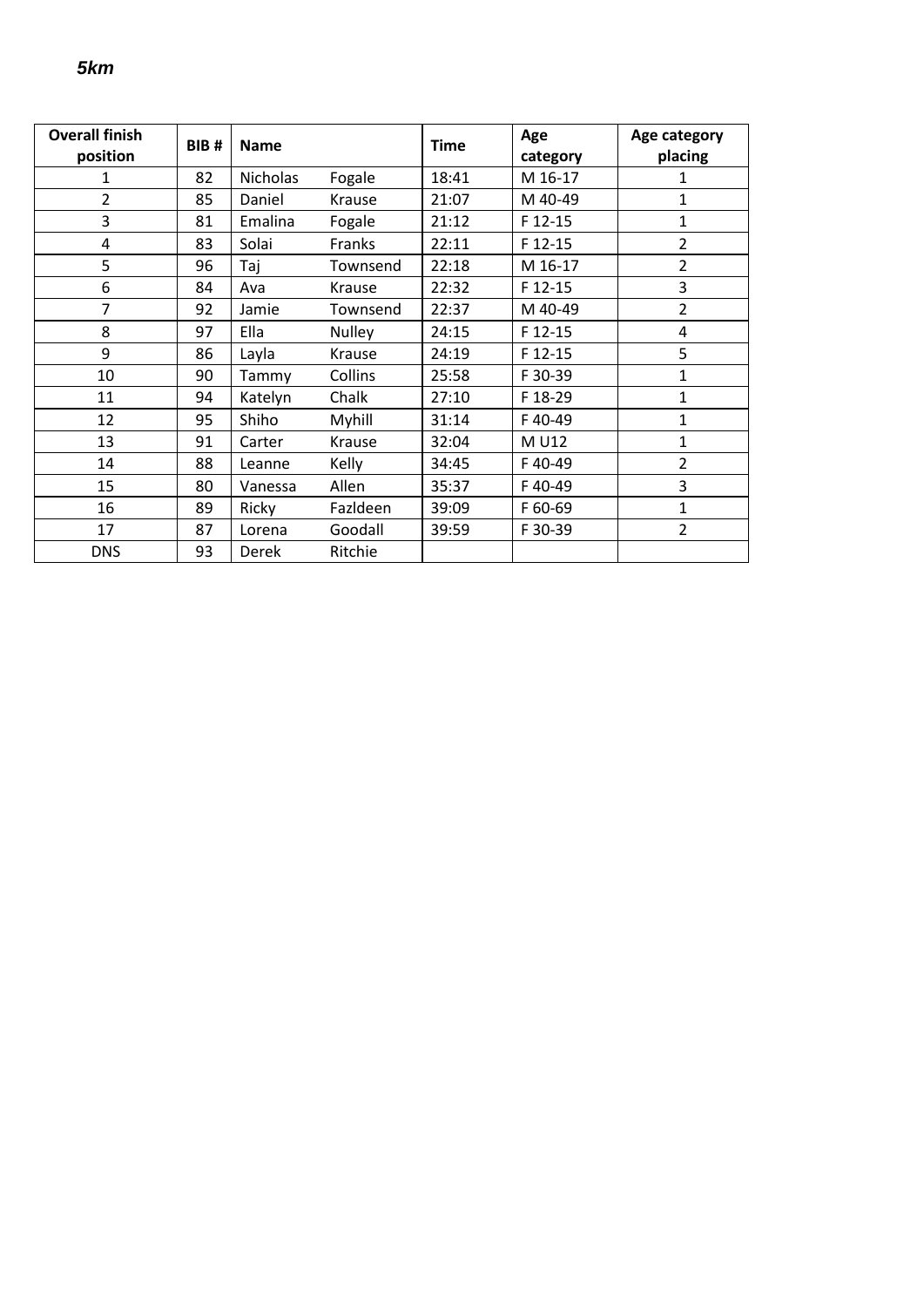***5km***

| Overall finish position | BIB # | Name | | Time | Age category | Age category placing |
|---|---|---|---|---|---|---|
| 1 | 82 | Nicholas | Fogale | 18:41 | M 16-17 | 1 |
| 2 | 85 | Daniel | Krause | 21:07 | M 40-49 | 1 |
| 3 | 81 | Emalina | Fogale | 21:12 | F 12-15 | 1 |
| 4 | 83 | Solai | Franks | 22:11 | F 12-15 | 2 |
| 5 | 96 | Taj | Townsend | 22:18 | M 16-17 | 2 |
| 6 | 84 | Ava | Krause | 22:32 | F 12-15 | 3 |
| 7 | 92 | Jamie | Townsend | 22:37 | M 40-49 | 2 |
| 8 | 97 | Ella | Nulley | 24:15 | F 12-15 | 4 |
| 9 | 86 | Layla | Krause | 24:19 | F 12-15 | 5 |
| 10 | 90 | Tammy | Collins | 25:58 | F 30-39 | 1 |
| 11 | 94 | Katelyn | Chalk | 27:10 | F 18-29 | 1 |
| 12 | 95 | Shiho | Myhill | 31:14 | F 40-49 | 1 |
| 13 | 91 | Carter | Krause | 32:04 | M U12 | 1 |
| 14 | 88 | Leanne | Kelly | 34:45 | F 40-49 | 2 |
| 15 | 80 | Vanessa | Allen | 35:37 | F 40-49 | 3 |
| 16 | 89 | Ricky | Fazldeen | 39:09 | F 60-69 | 1 |
| 17 | 87 | Lorena | Goodall | 39:59 | F 30-39 | 2 |
| DNS | 93 | Derek | Ritchie | | | |